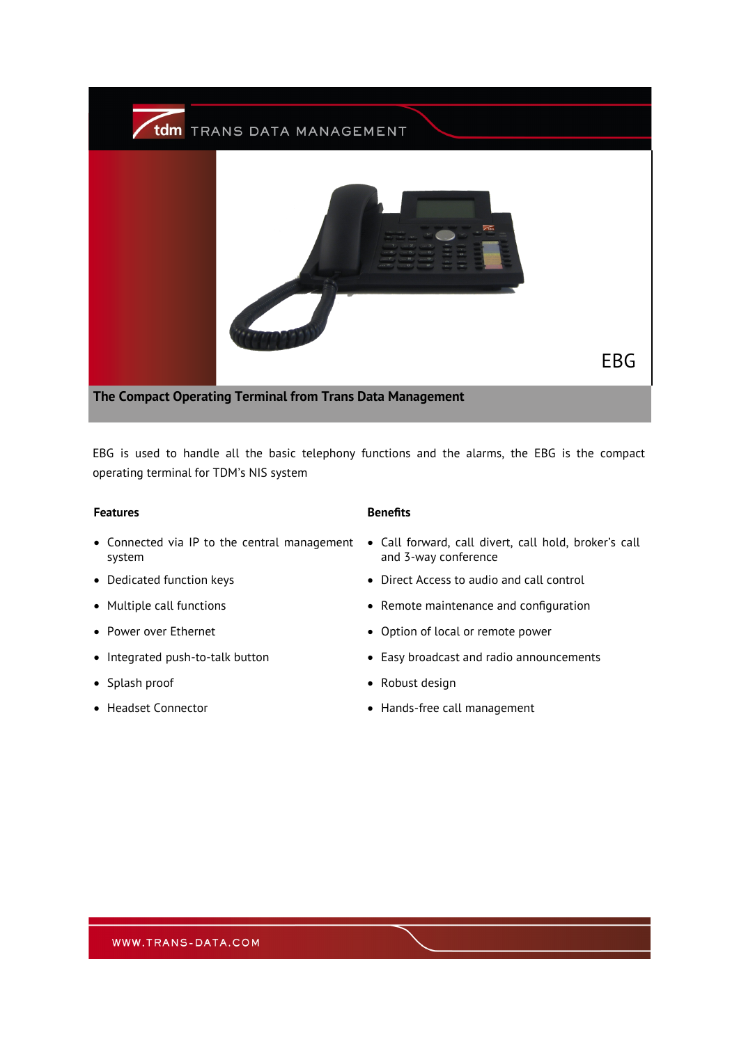TRANS DATA MANAGEMENT

# EBG

## The Compact Operating Terminal from Trans Data Management

EBG is used to handle all the basic telephony functions and the alarms, the EBG is the compact operating terminal for TDM's NIS system

### Features

- Connected via IP to the central management system
- Dedicated function keys
- Multiple call functions
- Power over Ethernet
- Integrated push-to-talk button
- Splash proof
- Headset Connector

### Benefits

- Call forward, call divert, call hold, broker's call and 3-way conference
- Direct Access to audio and call control
- Remote maintenance and configuration
- Option of local or remote power
- Easy broadcast and radio announcements
- Robust design
- Hands-free call management

WWW.TRANS-DATA.COM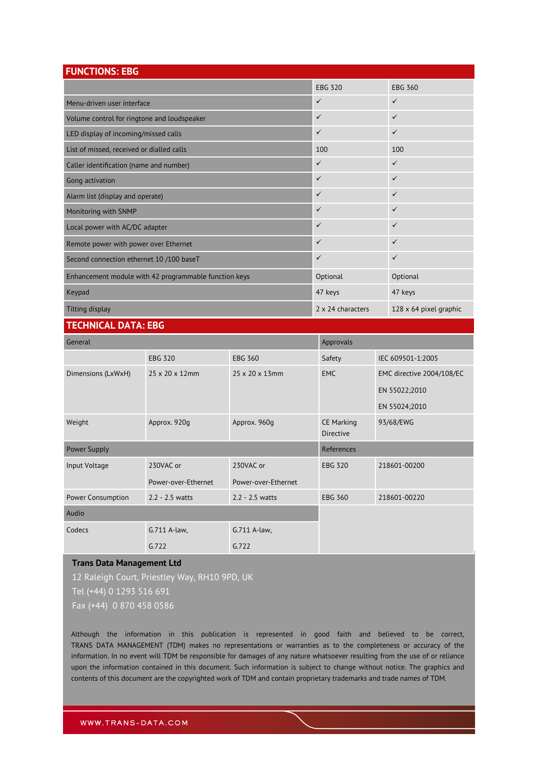## FUNCTIONS: EBG

| | EBG 320 | EBG 360 |
|---|---|---|
| Menu-driven user interface | ✓ | ✓ |
| Volume control for ringtone and loudspeaker | ✓ | ✓ |
| LED display of incoming/missed calls | ✓ | ✓ |
| List of missed, received or dialled calls | 100 | 100 |
| Caller identification (name and number) | ✓ | ✓ |
| Gong activation | ✓ | ✓ |
| Alarm list (display and operate) | ✓ | ✓ |
| Monitoring with SNMP | ✓ | ✓ |
| Local power with AC/DC adapter | ✓ | ✓ |
| Remote power with power over Ethernet | ✓ | ✓ |
| Second connection ethernet 10 /100 baseT | ✓ | ✓ |
| Enhancement module with 42 programmable function keys | Optional | Optional |
| Keypad | 47 keys | 47 keys |
| Tilting display | 2 x 24 characters | 128 x 64 pixel graphic |

## TECHNICAL DATA: EBG

| General | | | Approvals | |
|---|---|---|---|---|
| | EBG 320 | EBG 360 | Safety | IEC 609501-1:2005 |
| Dimensions (LxWxH) | 25 x 20 x 12mm | 25 x 20 x 13mm | EMC | EMC directive 2004/108/EC<br>EN 55022;2010<br>EN 55024;2010 |
| Weight | Approx. 920g | Approx. 960g | CE Marking Directive | 93/68/EWG |
| Power Supply | | | References | |
| Input Voltage | 230VAC or<br>Power-over-Ethernet | 230VAC or<br>Power-over-Ethernet | EBG 320 | 218601-00200 |
| Power Consumption | 2.2 - 2.5 watts | 2.2 - 2.5 watts | EBG 360 | 218601-00220 |
| Audio | | | | |
| Codecs | G.711 A-law,<br>G.722 | G.711 A-law,<br>G.722 | | |

**Trans Data Management Ltd**

12 Raleigh Court, Priestley Way, RH10 9PD, UK

Tel (+44) 0 1293 516 691

Fax (+44) 0 870 458 0586

Although the information in this publication is represented in good faith and believed to be correct, TRANS DATA MANAGEMENT (TDM) makes no representations or warranties as to the completeness or accuracy of the information. In no event will TDM be responsible for damages of any nature whatsoever resulting from the use of or reliance upon the information contained in this document. Such information is subject to change without notice. The graphics and contents of this document are the copyrighted work of TDM and contain proprietary trademarks and trade names of TDM.

WWW.TRANS-DATA.COM